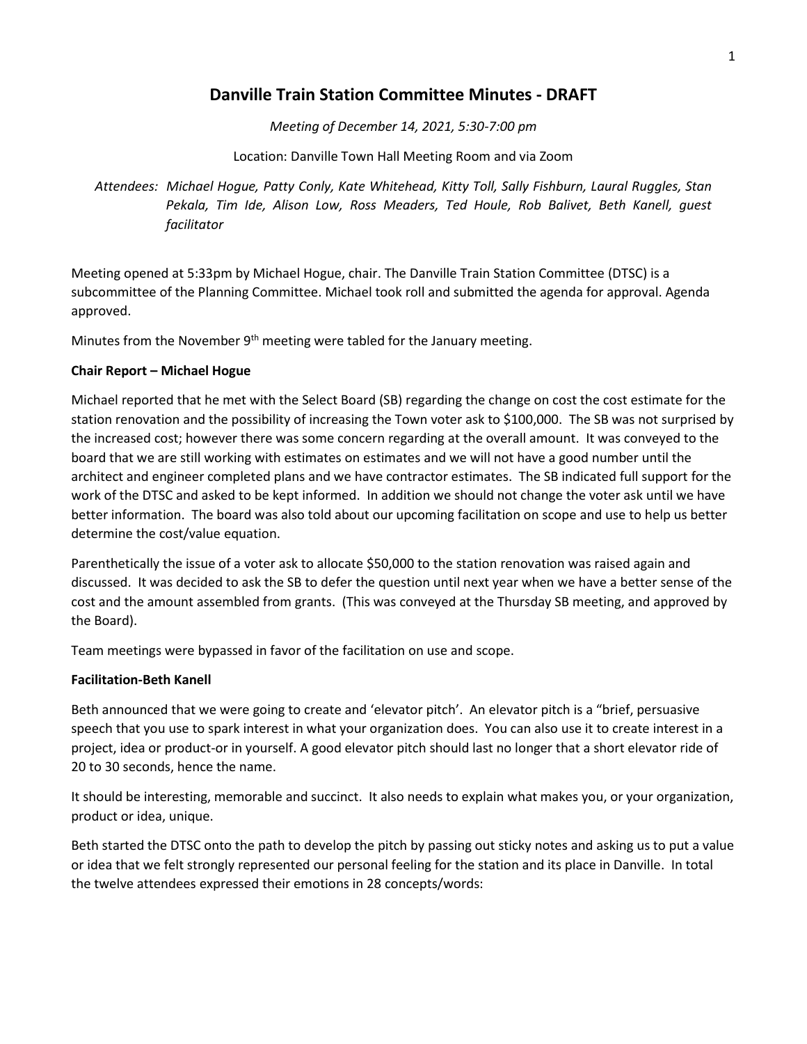# Danville Train Station Committee Minutes - DRAFT

*Meeting of December 14, 2021, 5:30-7:00 pm*

Location: Danville Town Hall Meeting Room and via Zoom

*Attendees: Michael Hogue, Patty Conly, Kate Whitehead, Kitty Toll, Sally Fishburn, Laural Ruggles, Stan Pekala, Tim Ide, Alison Low, Ross Meaders, Ted Houle, Rob Balivet, Beth Kanell, guest facilitator*

Meeting opened at 5:33pm by Michael Hogue, chair. The Danville Train Station Committee (DTSC) is a subcommittee of the Planning Committee. Michael took roll and submitted the agenda for approval. Agenda approved.

Minutes from the November 9th meeting were tabled for the January meeting.

**Chair Report – Michael Hogue**

Michael reported that he met with the Select Board (SB) regarding the change on cost the cost estimate for the station renovation and the possibility of increasing the Town voter ask to $100,000. The SB was not surprised by the increased cost; however there was some concern regarding at the overall amount. It was conveyed to the board that we are still working with estimates on estimates and we will not have a good number until the architect and engineer completed plans and we have contractor estimates. The SB indicated full support for the work of the DTSC and asked to be kept informed. In addition we should not change the voter ask until we have better information. The board was also told about our upcoming facilitation on scope and use to help us better determine the cost/value equation.

Parenthetically the issue of a voter ask to allocate $50,000 to the station renovation was raised again and discussed. It was decided to ask the SB to defer the question until next year when we have a better sense of the cost and the amount assembled from grants. (This was conveyed at the Thursday SB meeting, and approved by the Board).

Team meetings were bypassed in favor of the facilitation on use and scope.

**Facilitation-Beth Kanell**

Beth announced that we were going to create and 'elevator pitch'. An elevator pitch is a "brief, persuasive speech that you use to spark interest in what your organization does. You can also use it to create interest in a project, idea or product-or in yourself. A good elevator pitch should last no longer that a short elevator ride of 20 to 30 seconds, hence the name.

It should be interesting, memorable and succinct. It also needs to explain what makes you, or your organization, product or idea, unique.

Beth started the DTSC onto the path to develop the pitch by passing out sticky notes and asking us to put a value or idea that we felt strongly represented our personal feeling for the station and its place in Danville. In total the twelve attendees expressed their emotions in 28 concepts/words: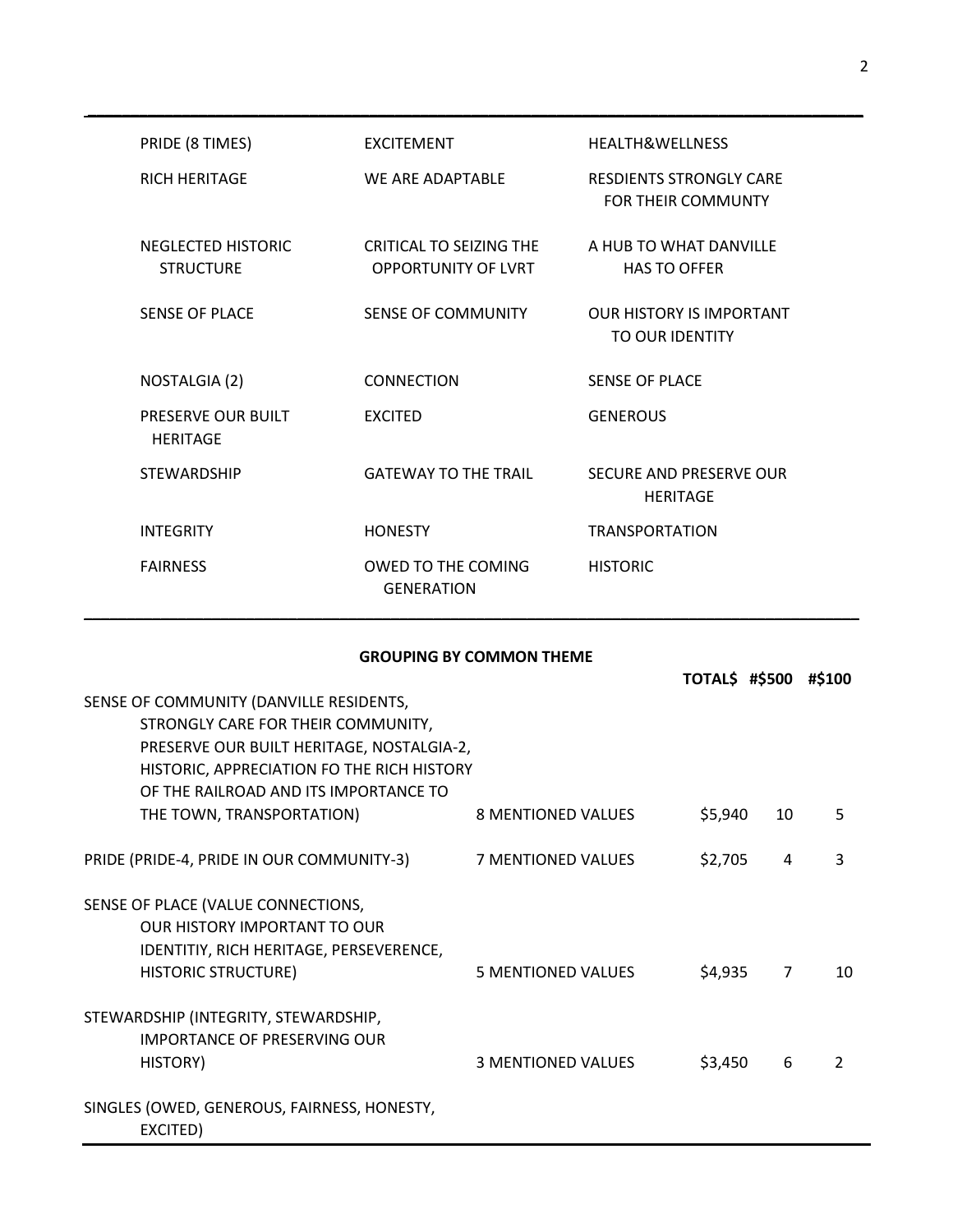| | | |
|---|---|---|
| PRIDE (8 TIMES) | EXCITEMENT | HEALTH&WELLNESS |
| RICH HERITAGE | WE ARE ADAPTABLE | RESDIENTS STRONGLY CARE FOR THEIR COMMUNTY |
| NEGLECTED HISTORIC STRUCTURE | CRITICAL TO SEIZING THE OPPORTUNITY OF LVRT | A HUB TO WHAT DANVILLE HAS TO OFFER |
| SENSE OF PLACE | SENSE OF COMMUNITY | OUR HISTORY IS IMPORTANT TO OUR IDENTITY |
| NOSTALGIA (2) | CONNECTION | SENSE OF PLACE |
| PRESERVE OUR BUILT HERITAGE | EXCITED | GENEROUS |
| STEWARDSHIP | GATEWAY TO THE TRAIL | SECURE AND PRESERVE OUR HERITAGE |
| INTEGRITY | HONESTY | TRANSPORTATION |
| FAIRNESS | OWED TO THE COMING GENERATION | HISTORIC |

**GROUPING BY COMMON THEME**

| | | TOTAL$ | #$500 | #$100 |
|---|---|---|---|---|
| SENSE OF COMMUNITY (DANVILLE RESIDENTS, STRONGLY CARE FOR THEIR COMMUNITY, PRESERVE OUR BUILT HERITAGE, NOSTALGIA-2, HISTORIC, APPRECIATION FO THE RICH HISTORY OF THE RAILROAD AND ITS IMPORTANCE TO THE TOWN, TRANSPORTATION) | 8 MENTIONED VALUES | $5,940 | 10 | 5 |
| PRIDE (PRIDE-4, PRIDE IN OUR COMMUNITY-3) | 7 MENTIONED VALUES | $2,705 | 4 | 3 |
| SENSE OF PLACE (VALUE CONNECTIONS, OUR HISTORY IMPORTANT TO OUR IDENTITIY, RICH HERITAGE, PERSEVERENCE, HISTORIC STRUCTURE) | 5 MENTIONED VALUES | $4,935 | 7 | 10 |
| STEWARDSHIP (INTEGRITY, STEWARDSHIP, IMPORTANCE OF PRESERVING OUR HISTORY) | 3 MENTIONED VALUES | $3,450 | 6 | 2 |
| SINGLES (OWED, GENEROUS, FAIRNESS, HONESTY, EXCITED) | | | | |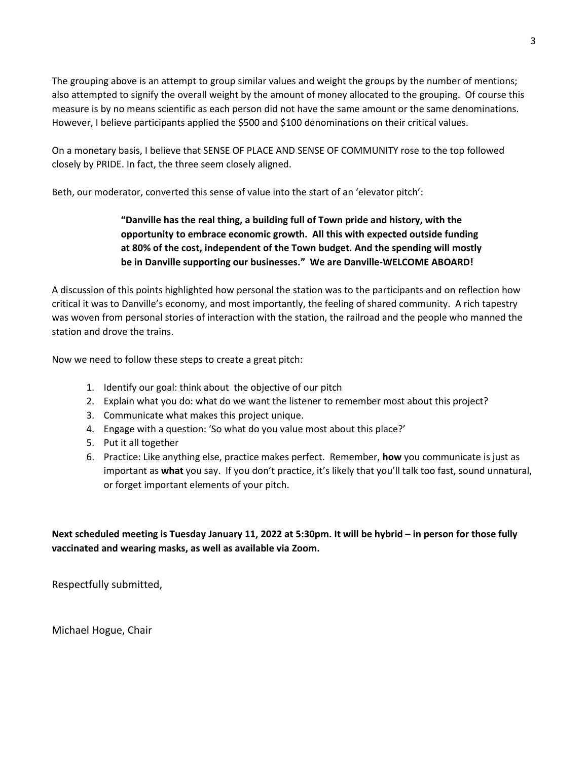The grouping above is an attempt to group similar values and weight the groups by the number of mentions; also attempted to signify the overall weight by the amount of money allocated to the grouping. Of course this measure is by no means scientific as each person did not have the same amount or the same denominations. However, I believe participants applied the $500 and $100 denominations on their critical values.

On a monetary basis, I believe that SENSE OF PLACE AND SENSE OF COMMUNITY rose to the top followed closely by PRIDE. In fact, the three seem closely aligned.

Beth, our moderator, converted this sense of value into the start of an 'elevator pitch':

> **"Danville has the real thing, a building full of Town pride and history, with the opportunity to embrace economic growth. All this with expected outside funding at 80% of the cost, independent of the Town budget. And the spending will mostly be in Danville supporting our businesses." We are Danville-WELCOME ABOARD!**

A discussion of this points highlighted how personal the station was to the participants and on reflection how critical it was to Danville's economy, and most importantly, the feeling of shared community. A rich tapestry was woven from personal stories of interaction with the station, the railroad and the people who manned the station and drove the trains.

Now we need to follow these steps to create a great pitch:

1. Identify our goal: think about the objective of our pitch
2. Explain what you do: what do we want the listener to remember most about this project?
3. Communicate what makes this project unique.
4. Engage with a question: 'So what do you value most about this place?'
5. Put it all together
6. Practice: Like anything else, practice makes perfect. Remember, **how** you communicate is just as important as **what** you say. If you don't practice, it's likely that you'll talk too fast, sound unnatural, or forget important elements of your pitch.

**Next scheduled meeting is Tuesday January 11, 2022 at 5:30pm. It will be hybrid – in person for those fully vaccinated and wearing masks, as well as available via Zoom.**

Respectfully submitted,

Michael Hogue, Chair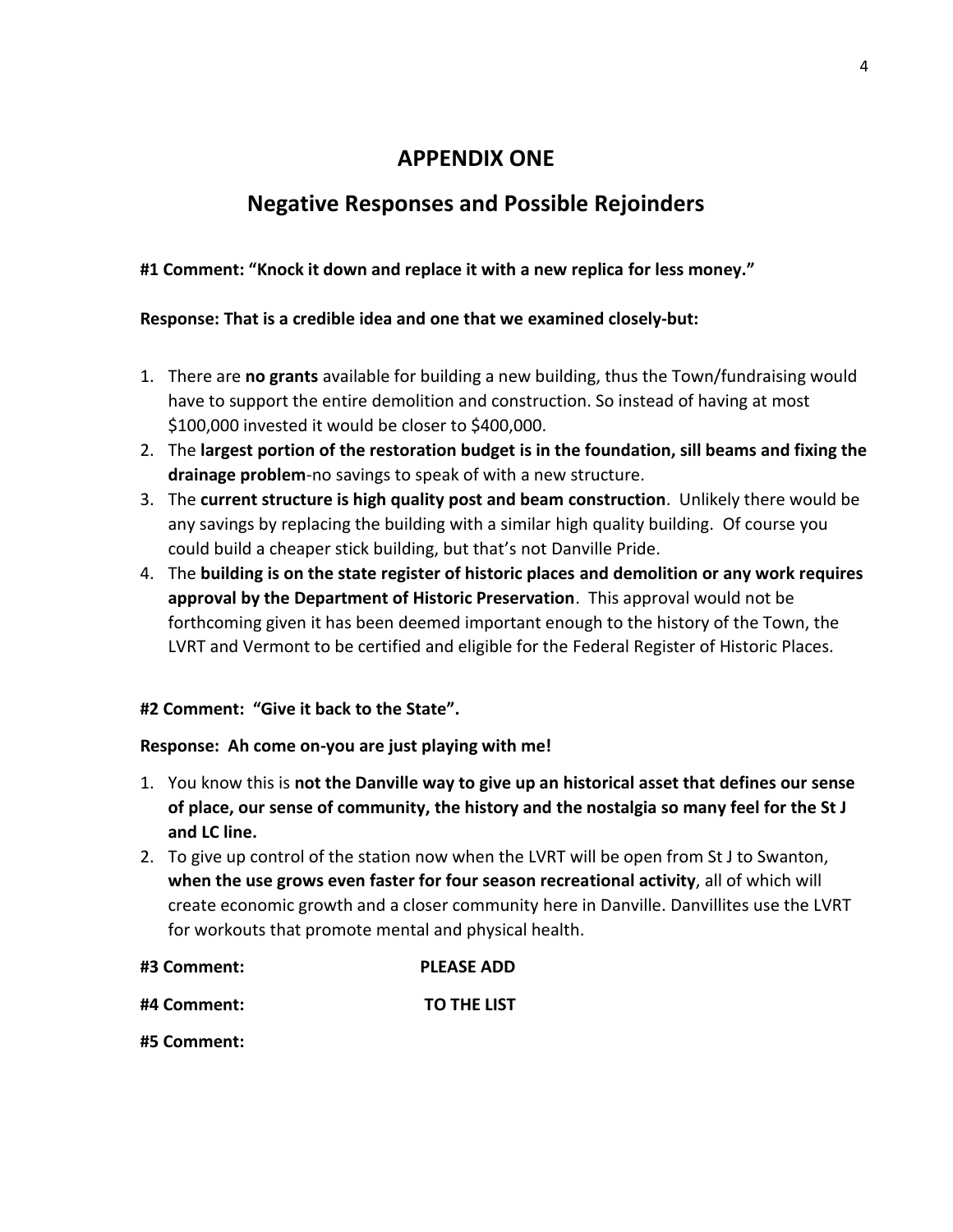# APPENDIX ONE

## Negative Responses and Possible Rejoinders

**#1 Comment: "Knock it down and replace it with a new replica for less money."**

**Response: That is a credible idea and one that we examined closely-but:**

1. There are **no grants** available for building a new building, thus the Town/fundraising would have to support the entire demolition and construction. So instead of having at most $100,000 invested it would be closer to $400,000.
2. The **largest portion of the restoration budget is in the foundation, sill beams and fixing the drainage problem**-no savings to speak of with a new structure.
3. The **current structure is high quality post and beam construction**. Unlikely there would be any savings by replacing the building with a similar high quality building. Of course you could build a cheaper stick building, but that's not Danville Pride.
4. The **building is on the state register of historic places and demolition or any work requires approval by the Department of Historic Preservation**. This approval would not be forthcoming given it has been deemed important enough to the history of the Town, the LVRT and Vermont to be certified and eligible for the Federal Register of Historic Places.

**#2 Comment: "Give it back to the State".**

**Response: Ah come on-you are just playing with me!**

1. You know this is **not the Danville way to give up an historical asset that defines our sense of place, our sense of community, the history and the nostalgia so many feel for the St J and LC line.**
2. To give up control of the station now when the LVRT will be open from St J to Swanton, **when the use grows even faster for four season recreational activity**, all of which will create economic growth and a closer community here in Danville. Danvillites use the LVRT for workouts that promote mental and physical health.

**#3 Comment:** **PLEASE ADD**

**#4 Comment:** **TO THE LIST**

**#5 Comment:**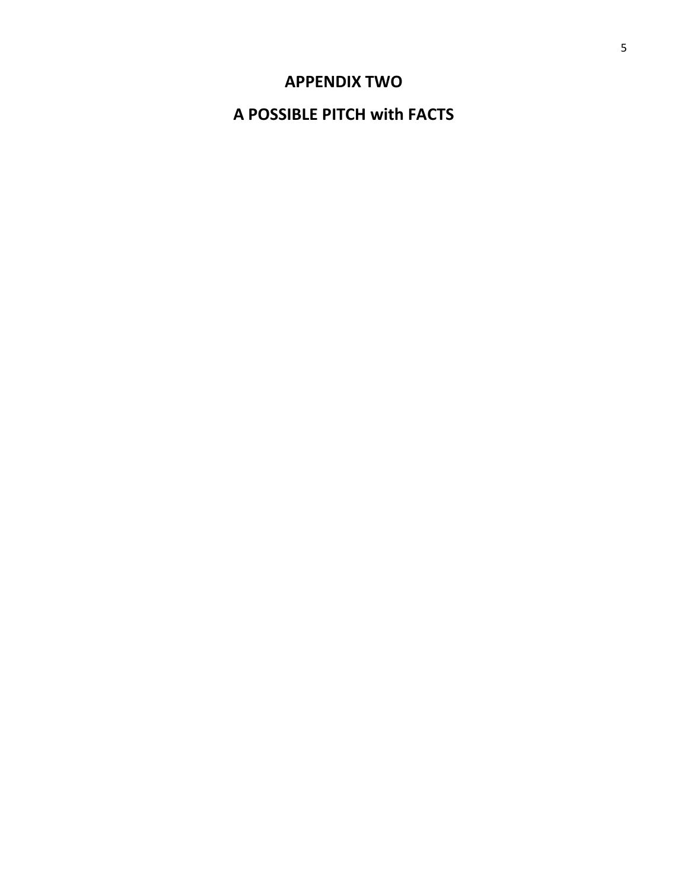# APPENDIX TWO

# A POSSIBLE PITCH with FACTS